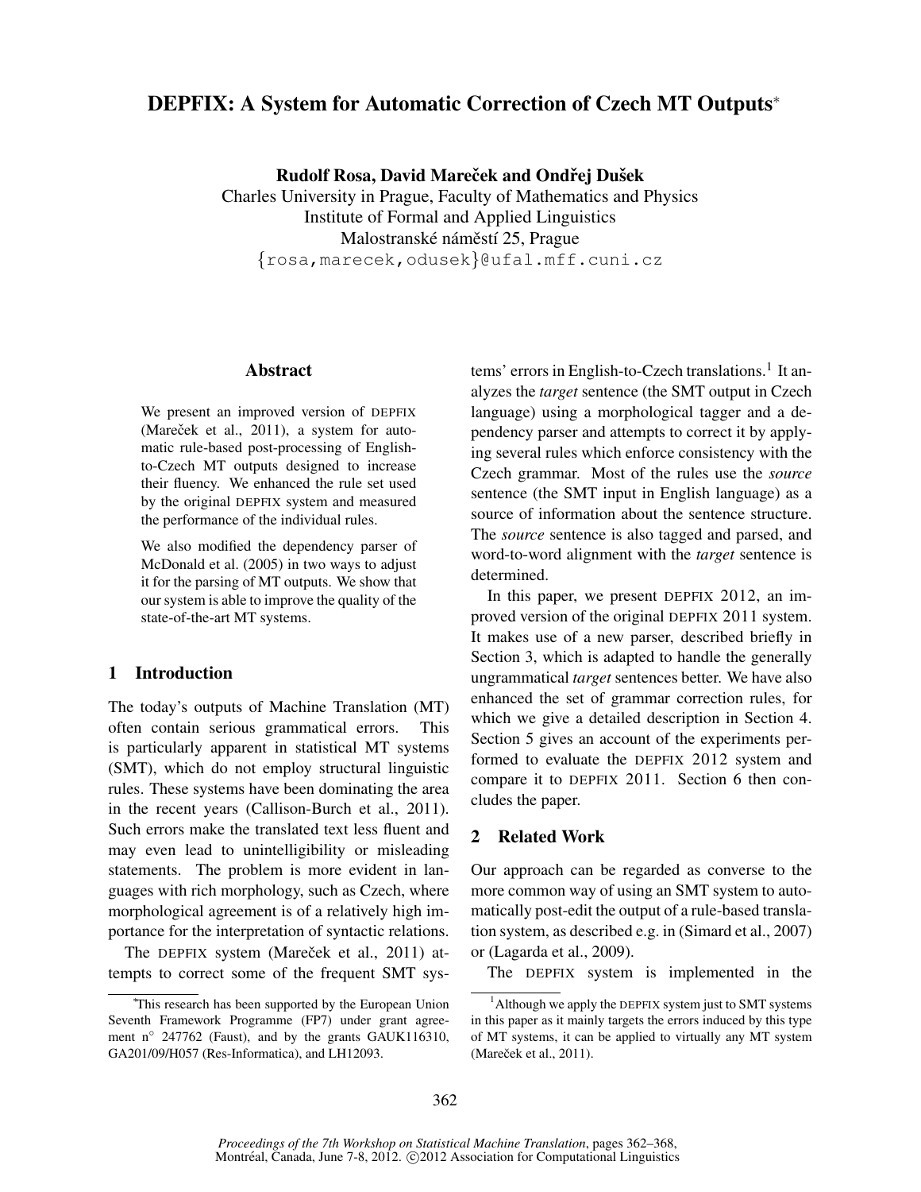# DEPFIX: A System for Automatic Correction of Czech MT Outputs*

**Rudolf Rosa, David Mareček and Ondřej Dušek**

Charles University in Prague, Faculty of Mathematics and Physics
Institute of Formal and Applied Linguistics
Malostranské náměstí 25, Prague
{rosa,marecek,odusek}@ufal.mff.cuni.cz

## Abstract

We present an improved version of DEPFIX (Mareček et al., 2011), a system for automatic rule-based post-processing of English-to-Czech MT outputs designed to increase their fluency. We enhanced the rule set used by the original DEPFIX system and measured the performance of the individual rules.

We also modified the dependency parser of McDonald et al. (2005) in two ways to adjust it for the parsing of MT outputs. We show that our system is able to improve the quality of the state-of-the-art MT systems.

## 1 Introduction

The today's outputs of Machine Translation (MT) often contain serious grammatical errors. This is particularly apparent in statistical MT systems (SMT), which do not employ structural linguistic rules. These systems have been dominating the area in the recent years (Callison-Burch et al., 2011). Such errors make the translated text less fluent and may even lead to unintelligibility or misleading statements. The problem is more evident in languages with rich morphology, such as Czech, where morphological agreement is of a relatively high importance for the interpretation of syntactic relations.

The DEPFIX system (Mareček et al., 2011) attempts to correct some of the frequent SMT systems' errors in English-to-Czech translations.[1] It analyzes the *target* sentence (the SMT output in Czech language) using a morphological tagger and a dependency parser and attempts to correct it by applying several rules which enforce consistency with the Czech grammar. Most of the rules use the *source* sentence (the SMT input in English language) as a source of information about the sentence structure. The *source* sentence is also tagged and parsed, and word-to-word alignment with the *target* sentence is determined.

In this paper, we present DEPFIX 2012, an improved version of the original DEPFIX 2011 system. It makes use of a new parser, described briefly in Section 3, which is adapted to handle the generally ungrammatical *target* sentences better. We have also enhanced the set of grammar correction rules, for which we give a detailed description in Section 4. Section 5 gives an account of the experiments performed to evaluate the DEPFIX 2012 system and compare it to DEPFIX 2011. Section 6 then concludes the paper.

## 2 Related Work

Our approach can be regarded as converse to the more common way of using an SMT system to automatically post-edit the output of a rule-based translation system, as described e.g. in (Simard et al., 2007) or (Lagarda et al., 2009).

The DEPFIX system is implemented in the

*This research has been supported by the European Union Seventh Framework Programme (FP7) under grant agreement n° 247762 (Faust), and by the grants GAUK116310, GA201/09/H057 (Res-Informatica), and LH12093.

[1] Although we apply the DEPFIX system just to SMT systems in this paper as it mainly targets the errors induced by this type of MT systems, it can be applied to virtually any MT system (Mareček et al., 2011).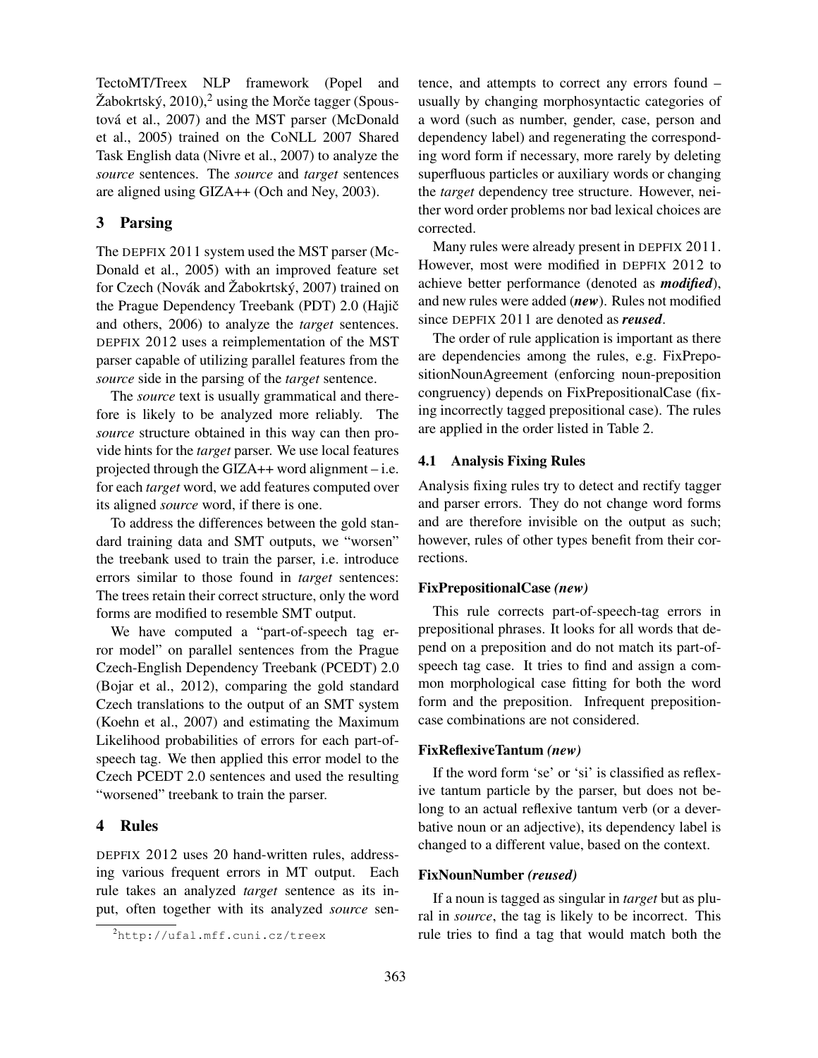TectoMT/Treex NLP framework (Popel and Žabokrtský, 2010),[2] using the Morče tagger (Spoustová et al., 2007) and the MST parser (McDonald et al., 2005) trained on the CoNLL 2007 Shared Task English data (Nivre et al., 2007) to analyze the *source* sentences. The *source* and *target* sentences are aligned using GIZA++ (Och and Ney, 2003).

## 3 Parsing

The DEPFIX 2011 system used the MST parser (McDonald et al., 2005) with an improved feature set for Czech (Novák and Žabokrtský, 2007) trained on the Prague Dependency Treebank (PDT) 2.0 (Hajič and others, 2006) to analyze the *target* sentences. DEPFIX 2012 uses a reimplementation of the MST parser capable of utilizing parallel features from the *source* side in the parsing of the *target* sentence.

The *source* text is usually grammatical and therefore is likely to be analyzed more reliably. The *source* structure obtained in this way can then provide hints for the *target* parser. We use local features projected through the GIZA++ word alignment – i.e. for each *target* word, we add features computed over its aligned *source* word, if there is one.

To address the differences between the gold standard training data and SMT outputs, we "worsen" the treebank used to train the parser, i.e. introduce errors similar to those found in *target* sentences: The trees retain their correct structure, only the word forms are modified to resemble SMT output.

We have computed a "part-of-speech tag error model" on parallel sentences from the Prague Czech-English Dependency Treebank (PCEDT) 2.0 (Bojar et al., 2012), comparing the gold standard Czech translations to the output of an SMT system (Koehn et al., 2007) and estimating the Maximum Likelihood probabilities of errors for each part-of-speech tag. We then applied this error model to the Czech PCEDT 2.0 sentences and used the resulting "worsened" treebank to train the parser.

## 4 Rules

DEPFIX 2012 uses 20 hand-written rules, addressing various frequent errors in MT output. Each rule takes an analyzed *target* sentence as its input, often together with its analyzed *source* sentence, and attempts to correct any errors found – usually by changing morphosyntactic categories of a word (such as number, gender, case, person and dependency label) and regenerating the corresponding word form if necessary, more rarely by deleting superfluous particles or auxiliary words or changing the *target* dependency tree structure. However, neither word order problems nor bad lexical choices are corrected.

Many rules were already present in DEPFIX 2011. However, most were modified in DEPFIX 2012 to achieve better performance (denoted as ***modified***), and new rules were added (***new***). Rules not modified since DEPFIX 2011 are denoted as ***reused***.

The order of rule application is important as there are dependencies among the rules, e.g. FixPrepositionNounAgreement (enforcing noun-preposition congruency) depends on FixPrepositionalCase (fixing incorrectly tagged prepositional case). The rules are applied in the order listed in Table 2.

### 4.1 Analysis Fixing Rules

Analysis fixing rules try to detect and rectify tagger and parser errors. They do not change word forms and are therefore invisible on the output as such; however, rules of other types benefit from their corrections.

**FixPrepositionalCase *(new)***

This rule corrects part-of-speech-tag errors in prepositional phrases. It looks for all words that depend on a preposition and do not match its part-of-speech tag case. It tries to find and assign a common morphological case fitting for both the word form and the preposition. Infrequent preposition-case combinations are not considered.

**FixReflexiveTantum *(new)***

If the word form 'se' or 'si' is classified as reflexive tantum particle by the parser, but does not belong to an actual reflexive tantum verb (or a deverbative noun or an adjective), its dependency label is changed to a different value, based on the context.

**FixNounNumber *(reused)***

If a noun is tagged as singular in *target* but as plural in *source*, the tag is likely to be incorrect. This rule tries to find a tag that would match both the

[2] http://ufal.mff.cuni.cz/treex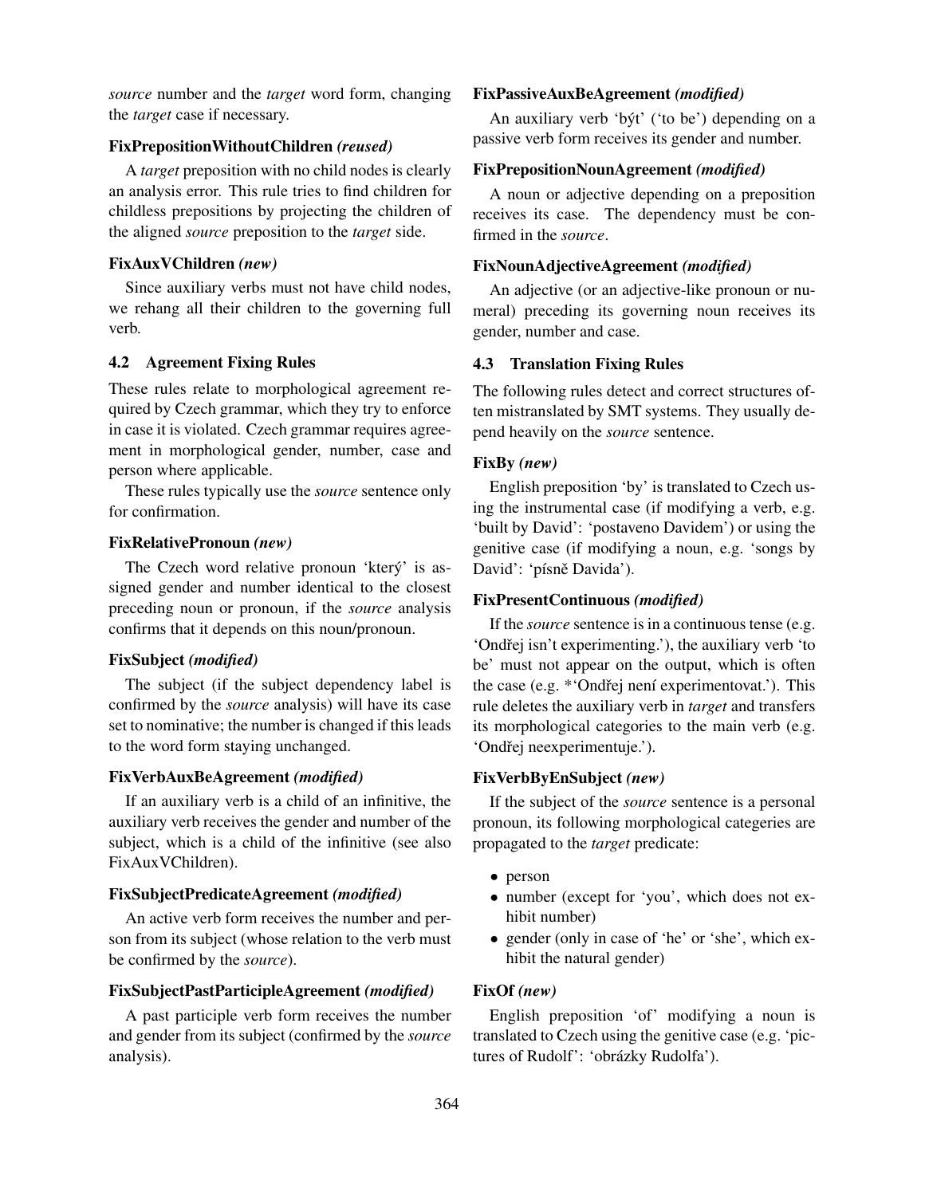*source* number and the *target* word form, changing the *target* case if necessary.

**FixPrepositionWithoutChildren *(reused)***

A *target* preposition with no child nodes is clearly an analysis error. This rule tries to find children for childless prepositions by projecting the children of the aligned *source* preposition to the *target* side.

**FixAuxVChildren *(new)***

Since auxiliary verbs must not have child nodes, we rehang all their children to the governing full verb.

### 4.2 Agreement Fixing Rules

These rules relate to morphological agreement required by Czech grammar, which they try to enforce in case it is violated. Czech grammar requires agreement in morphological gender, number, case and person where applicable.

These rules typically use the *source* sentence only for confirmation.

**FixRelativePronoun *(new)***

The Czech word relative pronoun 'který' is assigned gender and number identical to the closest preceding noun or pronoun, if the *source* analysis confirms that it depends on this noun/pronoun.

**FixSubject *(modified)***

The subject (if the subject dependency label is confirmed by the *source* analysis) will have its case set to nominative; the number is changed if this leads to the word form staying unchanged.

**FixVerbAuxBeAgreement *(modified)***

If an auxiliary verb is a child of an infinitive, the auxiliary verb receives the gender and number of the subject, which is a child of the infinitive (see also FixAuxVChildren).

**FixSubjectPredicateAgreement *(modified)***

An active verb form receives the number and person from its subject (whose relation to the verb must be confirmed by the *source*).

**FixSubjectPastParticipleAgreement *(modified)***

A past participle verb form receives the number and gender from its subject (confirmed by the *source* analysis).

**FixPassiveAuxBeAgreement *(modified)***

An auxiliary verb 'být' ('to be') depending on a passive verb form receives its gender and number.

**FixPrepositionNounAgreement *(modified)***

A noun or adjective depending on a preposition receives its case. The dependency must be confirmed in the *source*.

**FixNounAdjectiveAgreement *(modified)***

An adjective (or an adjective-like pronoun or numeral) preceding its governing noun receives its gender, number and case.

### 4.3 Translation Fixing Rules

The following rules detect and correct structures often mistranslated by SMT systems. They usually depend heavily on the *source* sentence.

**FixBy *(new)***

English preposition 'by' is translated to Czech using the instrumental case (if modifying a verb, e.g. 'built by David': 'postaveno Davidem') or using the genitive case (if modifying a noun, e.g. 'songs by David': 'písně Davida').

**FixPresentContinuous *(modified)***

If the *source* sentence is in a continuous tense (e.g. 'Ondřej isn't experimenting.'), the auxiliary verb 'to be' must not appear on the output, which is often the case (e.g. *'Ondřej není experimentovat.'). This rule deletes the auxiliary verb in *target* and transfers its morphological categories to the main verb (e.g. 'Ondřej neexperimentuje.').

**FixVerbByEnSubject *(new)***

If the subject of the *source* sentence is a personal pronoun, its following morphological categeries are propagated to the *target* predicate:

- person
- number (except for 'you', which does not exhibit number)
- gender (only in case of 'he' or 'she', which exhibit the natural gender)

**FixOf *(new)***

English preposition 'of' modifying a noun is translated to Czech using the genitive case (e.g. 'pictures of Rudolf': 'obrázky Rudolfa').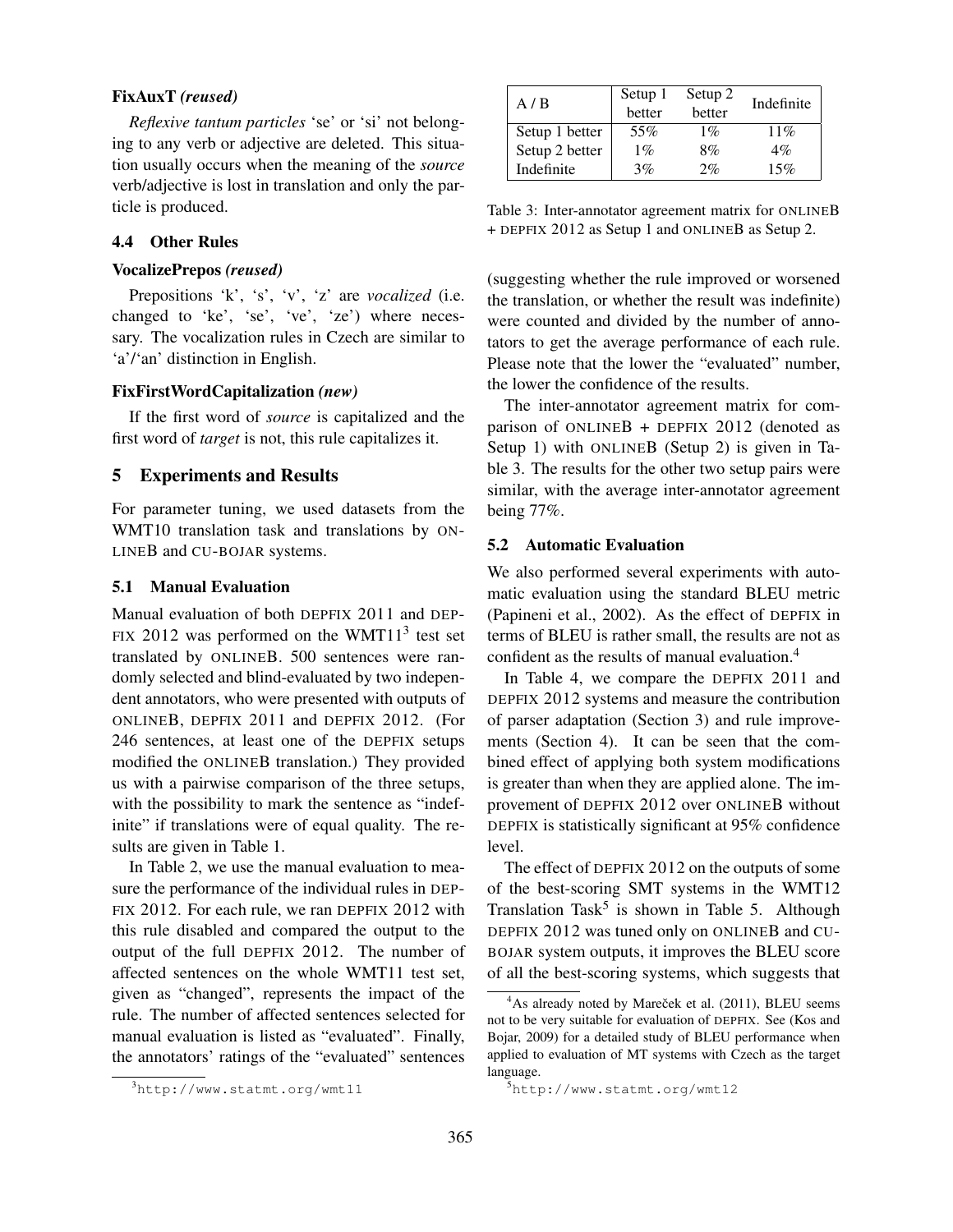**FixAuxT *(reused)***

*Reflexive tantum particles* 'se' or 'si' not belonging to any verb or adjective are deleted. This situation usually occurs when the meaning of the *source* verb/adjective is lost in translation and only the particle is produced.

### 4.4 Other Rules

**VocalizePrepos *(reused)***

Prepositions 'k', 's', 'v', 'z' are *vocalized* (i.e. changed to 'ke', 'se', 've', 'ze') where necessary. The vocalization rules in Czech are similar to 'a'/'an' distinction in English.

**FixFirstWordCapitalization *(new)***

If the first word of *source* is capitalized and the first word of *target* is not, this rule capitalizes it.

## 5 Experiments and Results

For parameter tuning, we used datasets from the WMT10 translation task and translations by ONLINEB and CU-BOJAR systems.

### 5.1 Manual Evaluation

Manual evaluation of both DEPFIX 2011 and DEPFIX 2012 was performed on the WMT11[3] test set translated by ONLINEB. 500 sentences were randomly selected and blind-evaluated by two independent annotators, who were presented with outputs of ONLINEB, DEPFIX 2011 and DEPFIX 2012. (For 246 sentences, at least one of the DEPFIX setups modified the ONLINEB translation.) They provided us with a pairwise comparison of the three setups, with the possibility to mark the sentence as "indefinite" if translations were of equal quality. The results are given in Table 1.

In Table 2, we use the manual evaluation to measure the performance of the individual rules in DEPFIX 2012. For each rule, we ran DEPFIX 2012 with this rule disabled and compared the output to the output of the full DEPFIX 2012. The number of affected sentences on the whole WMT11 test set, given as "changed", represents the impact of the rule. The number of affected sentences selected for manual evaluation is listed as "evaluated". Finally, the annotators' ratings of the "evaluated" sentences (suggesting whether the rule improved or worsened the translation, or whether the result was indefinite) were counted and divided by the number of annotators to get the average performance of each rule. Please note that the lower the "evaluated" number, the lower the confidence of the results.

| A / B | Setup 1 better | Setup 2 better | Indefinite |
|---|---|---|---|
| Setup 1 better | 55% | 1% | 11% |
| Setup 2 better | 1% | 8% | 4% |
| Indefinite | 3% | 2% | 15% |

Table 3: Inter-annotator agreement matrix for ONLINEB + DEPFIX 2012 as Setup 1 and ONLINEB as Setup 2.

The inter-annotator agreement matrix for comparison of ONLINEB + DEPFIX 2012 (denoted as Setup 1) with ONLINEB (Setup 2) is given in Table 3. The results for the other two setup pairs were similar, with the average inter-annotator agreement being 77%.

### 5.2 Automatic Evaluation

We also performed several experiments with automatic evaluation using the standard BLEU metric (Papineni et al., 2002). As the effect of DEPFIX in terms of BLEU is rather small, the results are not as confident as the results of manual evaluation.[4]

In Table 4, we compare the DEPFIX 2011 and DEPFIX 2012 systems and measure the contribution of parser adaptation (Section 3) and rule improvements (Section 4). It can be seen that the combined effect of applying both system modifications is greater than when they are applied alone. The improvement of DEPFIX 2012 over ONLINEB without DEPFIX is statistically significant at 95% confidence level.

The effect of DEPFIX 2012 on the outputs of some of the best-scoring SMT systems in the WMT12 Translation Task[5] is shown in Table 5. Although DEPFIX 2012 was tuned only on ONLINEB and CU-BOJAR system outputs, it improves the BLEU score of all the best-scoring systems, which suggests that

[3] http://www.statmt.org/wmt11

[4] As already noted by Mareček et al. (2011), BLEU seems not to be very suitable for evaluation of DEPFIX. See (Kos and Bojar, 2009) for a detailed study of BLEU performance when applied to evaluation of MT systems with Czech as the target language.

[5] http://www.statmt.org/wmt12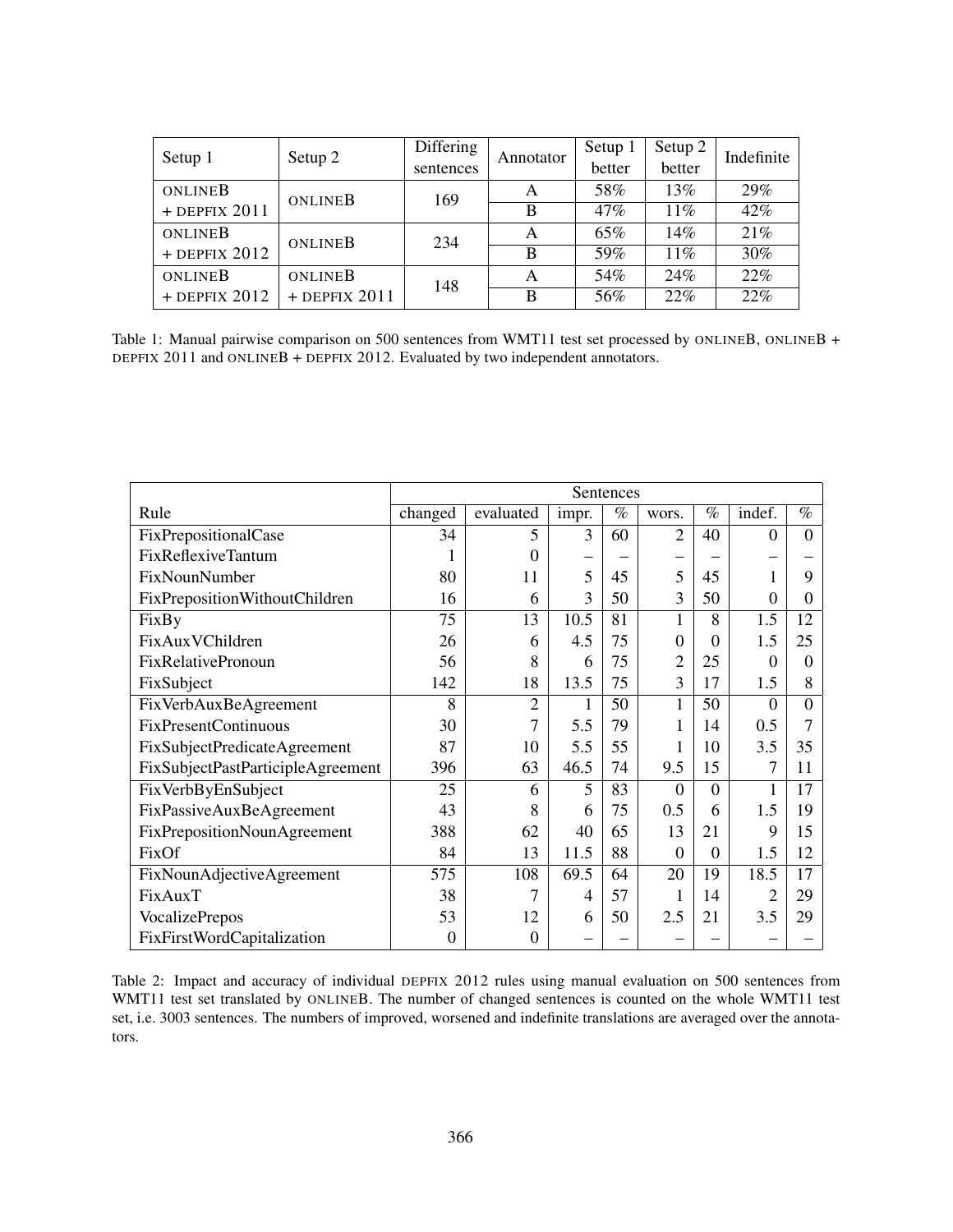| Setup 1 | Setup 2 | Differing sentences | Annotator | Setup 1 better | Setup 2 better | Indefinite |
|---|---|---|---|---|---|---|
| ONLINEB + DEPFIX 2011 | ONLINEB | 169 | A | 58% | 13% | 29% |
| | | | B | 47% | 11% | 42% |
| ONLINEB + DEPFIX 2012 | ONLINEB | 234 | A | 65% | 14% | 21% |
| | | | B | 59% | 11% | 30% |
| ONLINEB + DEPFIX 2012 | ONLINEB + DEPFIX 2011 | 148 | A | 54% | 24% | 22% |
| | | | B | 56% | 22% | 22% |

Table 1: Manual pairwise comparison on 500 sentences from WMT11 test set processed by ONLINEB, ONLINEB + DEPFIX 2011 and ONLINEB + DEPFIX 2012. Evaluated by two independent annotators.

| | Sentences | | | | | | | |
|---|---|---|---|---|---|---|---|---|
| Rule | changed | evaluated | impr. | % | wors. | % | indef. | % |
| FixPrepositionalCase | 34 | 5 | 3 | 60 | 2 | 40 | 0 | 0 |
| FixReflexiveTantum | 1 | 0 | – | – | – | – | – | – |
| FixNounNumber | 80 | 11 | 5 | 45 | 5 | 45 | 1 | 9 |
| FixPrepositionWithoutChildren | 16 | 6 | 3 | 50 | 3 | 50 | 0 | 0 |
| FixBy | 75 | 13 | 10.5 | 81 | 1 | 8 | 1.5 | 12 |
| FixAuxVChildren | 26 | 6 | 4.5 | 75 | 0 | 0 | 1.5 | 25 |
| FixRelativePronoun | 56 | 8 | 6 | 75 | 2 | 25 | 0 | 0 |
| FixSubject | 142 | 18 | 13.5 | 75 | 3 | 17 | 1.5 | 8 |
| FixVerbAuxBeAgreement | 8 | 2 | 1 | 50 | 1 | 50 | 0 | 0 |
| FixPresentContinuous | 30 | 7 | 5.5 | 79 | 1 | 14 | 0.5 | 7 |
| FixSubjectPredicateAgreement | 87 | 10 | 5.5 | 55 | 1 | 10 | 3.5 | 35 |
| FixSubjectPastParticipleAgreement | 396 | 63 | 46.5 | 74 | 9.5 | 15 | 7 | 11 |
| FixVerbByEnSubject | 25 | 6 | 5 | 83 | 0 | 0 | 1 | 17 |
| FixPassiveAuxBeAgreement | 43 | 8 | 6 | 75 | 0.5 | 6 | 1.5 | 19 |
| FixPrepositionNounAgreement | 388 | 62 | 40 | 65 | 13 | 21 | 9 | 15 |
| FixOf | 84 | 13 | 11.5 | 88 | 0 | 0 | 1.5 | 12 |
| FixNounAdjectiveAgreement | 575 | 108 | 69.5 | 64 | 20 | 19 | 18.5 | 17 |
| FixAuxT | 38 | 7 | 4 | 57 | 1 | 14 | 2 | 29 |
| VocalizePrepos | 53 | 12 | 6 | 50 | 2.5 | 21 | 3.5 | 29 |
| FixFirstWordCapitalization | 0 | 0 | – | – | – | – | – | – |

Table 2: Impact and accuracy of individual DEPFIX 2012 rules using manual evaluation on 500 sentences from WMT11 test set translated by ONLINEB. The number of changed sentences is counted on the whole WMT11 test set, i.e. 3003 sentences. The numbers of improved, worsened and indefinite translations are averaged over the annotators.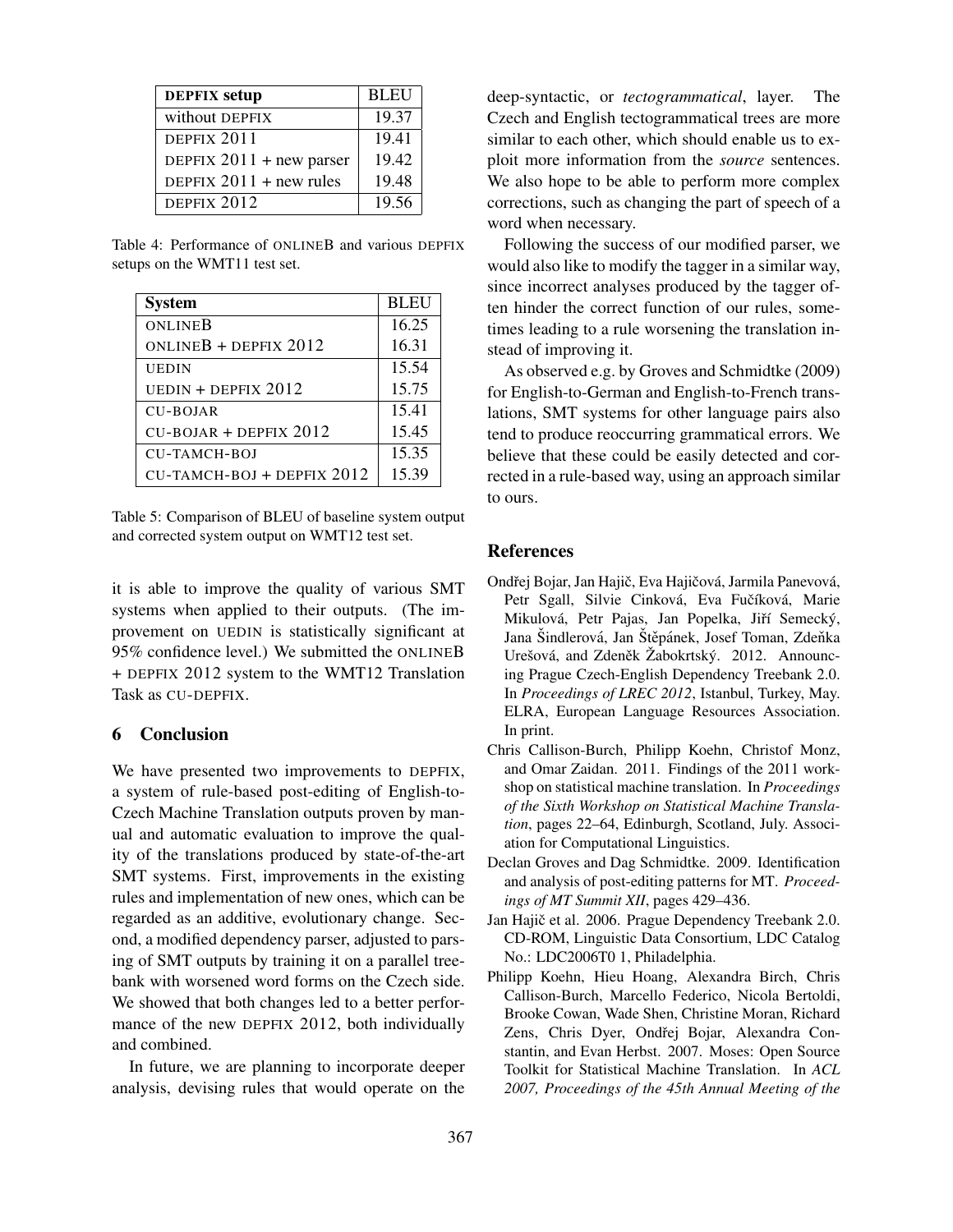| DEPFIX setup | BLEU |
| --- | --- |
| without DEPFIX | 19.37 |
| DEPFIX 2011 | 19.41 |
| DEPFIX 2011 + new parser | 19.42 |
| DEPFIX 2011 + new rules | 19.48 |
| DEPFIX 2012 | 19.56 |

Table 4: Performance of ONLINEB and various DEPFIX setups on the WMT11 test set.

| System | BLEU |
| --- | --- |
| ONLINEB | 16.25 |
| ONLINEB + DEPFIX 2012 | 16.31 |
| UEDIN | 15.54 |
| UEDIN + DEPFIX 2012 | 15.75 |
| CU-BOJAR | 15.41 |
| CU-BOJAR + DEPFIX 2012 | 15.45 |
| CU-TAMCH-BOJ | 15.35 |
| CU-TAMCH-BOJ + DEPFIX 2012 | 15.39 |

Table 5: Comparison of BLEU of baseline system output and corrected system output on WMT12 test set.

it is able to improve the quality of various SMT systems when applied to their outputs. (The improvement on UEDIN is statistically significant at 95% confidence level.) We submitted the ONLINEB + DEPFIX 2012 system to the WMT12 Translation Task as CU-DEPFIX.

## 6 Conclusion

We have presented two improvements to DEPFIX, a system of rule-based post-editing of English-to-Czech Machine Translation outputs proven by manual and automatic evaluation to improve the quality of the translations produced by state-of-the-art SMT systems. First, improvements in the existing rules and implementation of new ones, which can be regarded as an additive, evolutionary change. Second, a modified dependency parser, adjusted to parsing of SMT outputs by training it on a parallel treebank with worsened word forms on the Czech side. We showed that both changes led to a better performance of the new DEPFIX 2012, both individually and combined.

In future, we are planning to incorporate deeper analysis, devising rules that would operate on the deep-syntactic, or *tectogrammatical*, layer. The Czech and English tectogrammatical trees are more similar to each other, which should enable us to exploit more information from the *source* sentences. We also hope to be able to perform more complex corrections, such as changing the part of speech of a word when necessary.

Following the success of our modified parser, we would also like to modify the tagger in a similar way, since incorrect analyses produced by the tagger often hinder the correct function of our rules, sometimes leading to a rule worsening the translation instead of improving it.

As observed e.g. by Groves and Schmidtke (2009) for English-to-German and English-to-French translations, SMT systems for other language pairs also tend to produce reoccurring grammatical errors. We believe that these could be easily detected and corrected in a rule-based way, using an approach similar to ours.

## References

Ondřej Bojar, Jan Hajič, Eva Hajičová, Jarmila Panevová, Petr Sgall, Silvie Cinková, Eva Fučíková, Marie Mikulová, Petr Pajas, Jan Popelka, Jiří Semecký, Jana Šindlerová, Jan Štěpánek, Josef Toman, Zdeňka Urešová, and Zdeněk Žabokrtský. 2012. Announcing Prague Czech-English Dependency Treebank 2.0. In *Proceedings of LREC 2012*, Istanbul, Turkey, May. ELRA, European Language Resources Association. In print.

Chris Callison-Burch, Philipp Koehn, Christof Monz, and Omar Zaidan. 2011. Findings of the 2011 workshop on statistical machine translation. In *Proceedings of the Sixth Workshop on Statistical Machine Translation*, pages 22–64, Edinburgh, Scotland, July. Association for Computational Linguistics.

Declan Groves and Dag Schmidtke. 2009. Identification and analysis of post-editing patterns for MT. *Proceedings of MT Summit XII*, pages 429–436.

Jan Hajič et al. 2006. Prague Dependency Treebank 2.0. CD-ROM, Linguistic Data Consortium, LDC Catalog No.: LDC2006T0 1, Philadelphia.

Philipp Koehn, Hieu Hoang, Alexandra Birch, Chris Callison-Burch, Marcello Federico, Nicola Bertoldi, Brooke Cowan, Wade Shen, Christine Moran, Richard Zens, Chris Dyer, Ondřej Bojar, Alexandra Constantin, and Evan Herbst. 2007. Moses: Open Source Toolkit for Statistical Machine Translation. In *ACL 2007, Proceedings of the 45th Annual Meeting of the*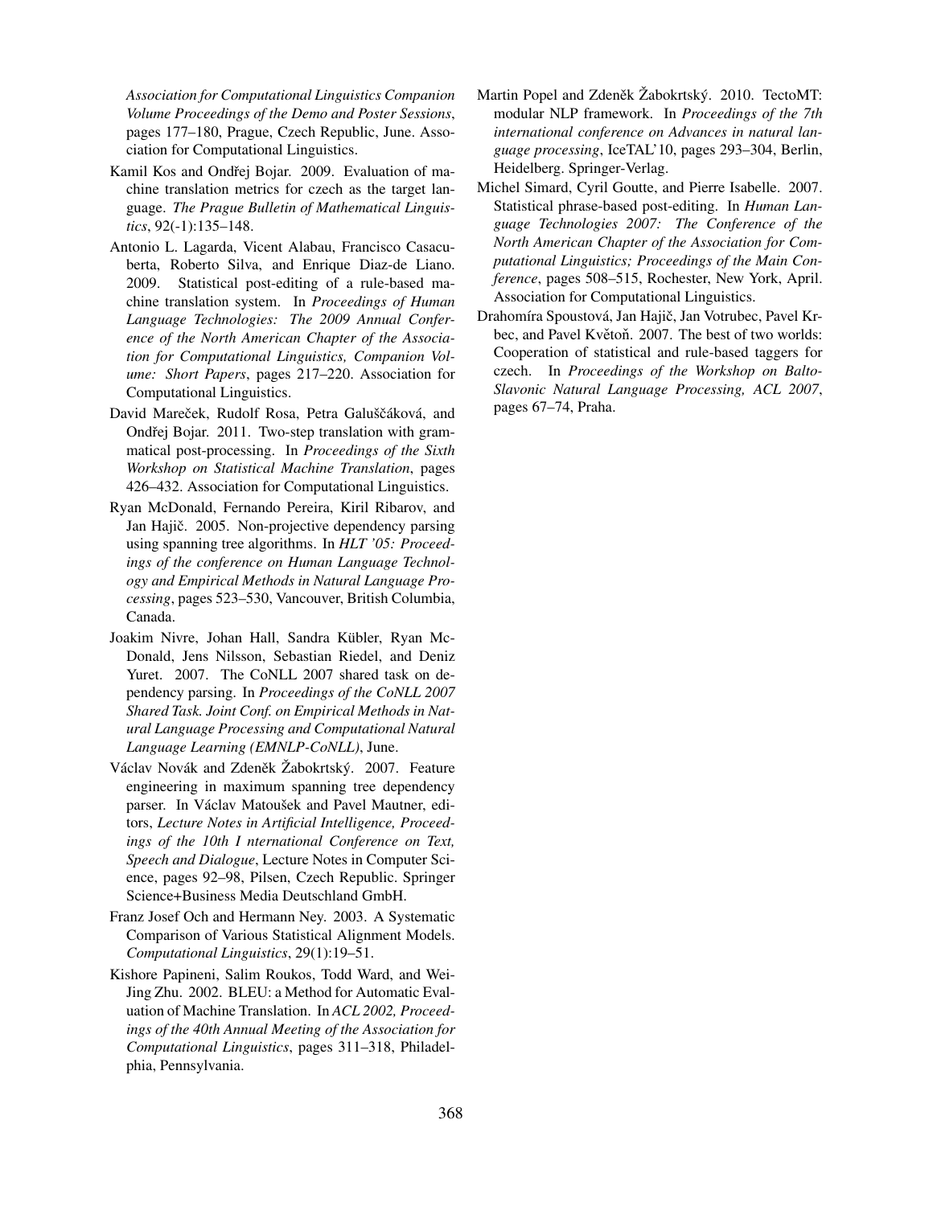*Association for Computational Linguistics Companion Volume Proceedings of the Demo and Poster Sessions*, pages 177–180, Prague, Czech Republic, June. Association for Computational Linguistics.

Kamil Kos and Ondřej Bojar. 2009. Evaluation of machine translation metrics for czech as the target language. *The Prague Bulletin of Mathematical Linguistics*, 92(-1):135–148.

Antonio L. Lagarda, Vicent Alabau, Francisco Casacuberta, Roberto Silva, and Enrique Diaz-de Liano. 2009. Statistical post-editing of a rule-based machine translation system. In *Proceedings of Human Language Technologies: The 2009 Annual Conference of the North American Chapter of the Association for Computational Linguistics, Companion Volume: Short Papers*, pages 217–220. Association for Computational Linguistics.

David Mareček, Rudolf Rosa, Petra Galuščáková, and Ondřej Bojar. 2011. Two-step translation with grammatical post-processing. In *Proceedings of the Sixth Workshop on Statistical Machine Translation*, pages 426–432. Association for Computational Linguistics.

Ryan McDonald, Fernando Pereira, Kiril Ribarov, and Jan Hajič. 2005. Non-projective dependency parsing using spanning tree algorithms. In *HLT '05: Proceedings of the conference on Human Language Technology and Empirical Methods in Natural Language Processing*, pages 523–530, Vancouver, British Columbia, Canada.

Joakim Nivre, Johan Hall, Sandra Kübler, Ryan McDonald, Jens Nilsson, Sebastian Riedel, and Deniz Yuret. 2007. The CoNLL 2007 shared task on dependency parsing. In *Proceedings of the CoNLL 2007 Shared Task. Joint Conf. on Empirical Methods in Natural Language Processing and Computational Natural Language Learning (EMNLP-CoNLL)*, June.

Václav Novák and Zdeněk Žabokrtský. 2007. Feature engineering in maximum spanning tree dependency parser. In Václav Matoušek and Pavel Mautner, editors, *Lecture Notes in Artificial Intelligence, Proceedings of the 10th I nternational Conference on Text, Speech and Dialogue*, Lecture Notes in Computer Science, pages 92–98, Pilsen, Czech Republic. Springer Science+Business Media Deutschland GmbH.

Franz Josef Och and Hermann Ney. 2003. A Systematic Comparison of Various Statistical Alignment Models. *Computational Linguistics*, 29(1):19–51.

Kishore Papineni, Salim Roukos, Todd Ward, and Wei-Jing Zhu. 2002. BLEU: a Method for Automatic Evaluation of Machine Translation. In *ACL 2002, Proceedings of the 40th Annual Meeting of the Association for Computational Linguistics*, pages 311–318, Philadelphia, Pennsylvania.

Martin Popel and Zdeněk Žabokrtský. 2010. TectoMT: modular NLP framework. In *Proceedings of the 7th international conference on Advances in natural language processing*, IceTAL'10, pages 293–304, Berlin, Heidelberg. Springer-Verlag.

Michel Simard, Cyril Goutte, and Pierre Isabelle. 2007. Statistical phrase-based post-editing. In *Human Language Technologies 2007: The Conference of the North American Chapter of the Association for Computational Linguistics; Proceedings of the Main Conference*, pages 508–515, Rochester, New York, April. Association for Computational Linguistics.

Drahomíra Spoustová, Jan Hajič, Jan Votrubec, Pavel Krbec, and Pavel Květoň. 2007. The best of two worlds: Cooperation of statistical and rule-based taggers for czech. In *Proceedings of the Workshop on Balto-Slavonic Natural Language Processing, ACL 2007*, pages 67–74, Praha.